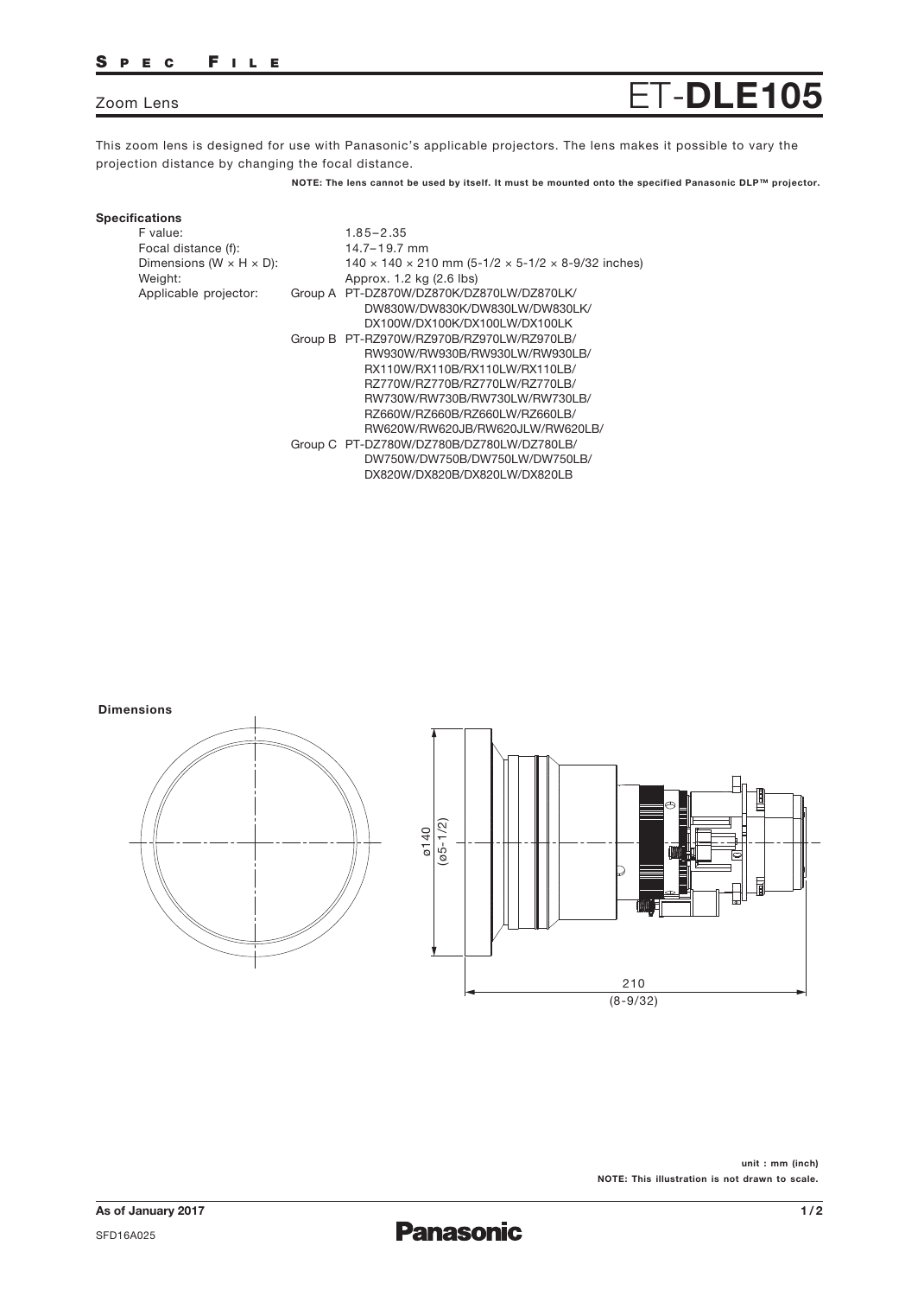SPEC FILE

# Zoom Lens ET-**DLE105**

This zoom lens is designed for use with Panasonic's applicable projectors. The lens makes it possible to vary the projection distance by changing the focal distance.

**NOTE: The lens cannot be used by itself. It must be mounted onto the specified Panasonic DLP™ projector.**

**Specifications**

| | | |
|---|---|---|
| F value: | | 1.85–2.35 |
| Focal distance (f): | | 14.7–19.7 mm |
| Dimensions (W × H × D): | | 140 × 140 × 210 mm (5-1/2 × 5-1/2 × 8-9/32 inches) |
| Weight: | | Approx. 1.2 kg (2.6 lbs) |
| Applicable projector: | Group A | PT-DZ870W/DZ870K/DZ870LW/DZ870LK/ DW830W/DW830K/DW830LW/DW830LK/ DX100W/DX100K/DX100LW/DX100LK |
| | Group B | PT-RZ970W/RZ970B/RZ970LW/RZ970LB/ RW930W/RW930B/RW930LW/RW930LB/ RX110W/RX110B/RX110LW/RX110LB/ RZ770W/RZ770B/RZ770LW/RZ770LB/ RW730W/RW730B/RW730LW/RW730LB/ RZ660W/RZ660B/RZ660LW/RZ660LB/ RW620W/RW620JB/RW620JLW/RW620LB/ |
| | Group C | PT-DZ780W/DZ780B/DZ780LW/DZ780LB/ DW750W/DW750B/DW750LW/DW750LB/ DX820W/DX820B/DX820LW/DX820LB |

**Dimensions**

ø140 (ø5-1/2)

210 (8-9/32)

**unit : mm (inch)**

**NOTE: This illustration is not drawn to scale.**

**As of January 2017**

SFD16A025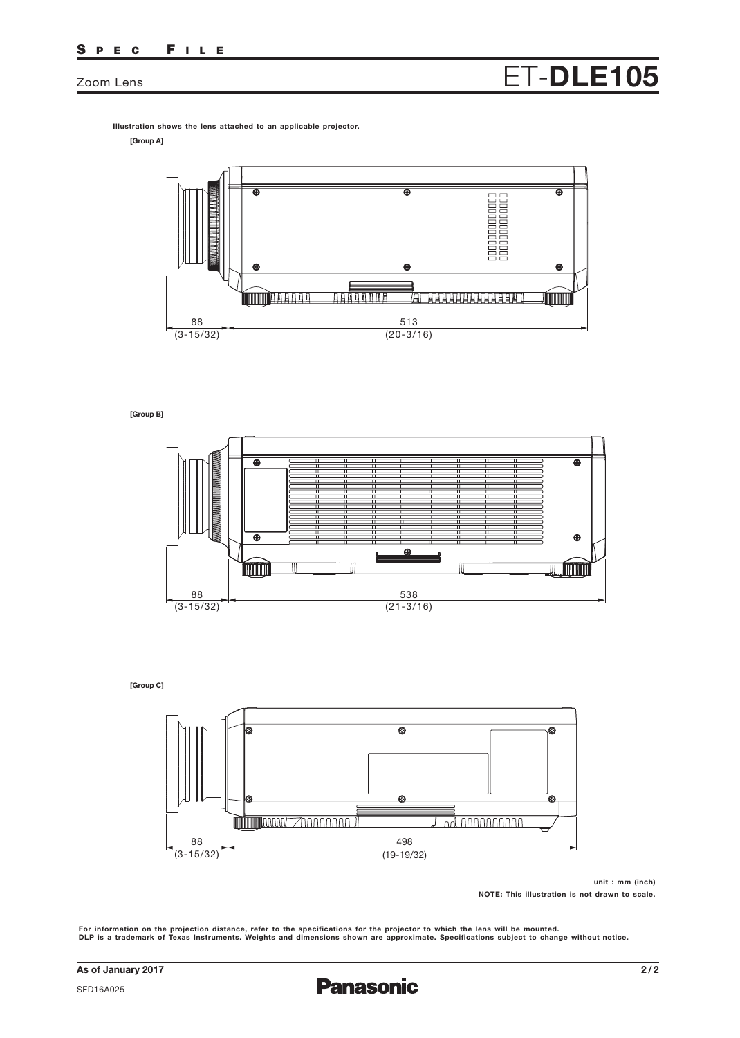Zoom Lens

# ET-**DLE105**

**Illustration shows the lens attached to an applicable projector.**

**[Group A]**

88
(3-15/32)
513
(20-3/16)

**[Group B]**

88
(3-15/32)
538
(21-3/16)

**[Group C]**

88
(3-15/32)
498
(19-19/32)

**unit : mm (inch)**

**NOTE: This illustration is not drawn to scale.**

**For information on the projection distance, refer to the specifications for the projector to which the lens will be mounted.**
**DLP is a trademark of Texas Instruments. Weights and dimensions shown are approximate. Specifications subject to change without notice.**

**As of January 2017**

SFD16A025

**Panasonic**